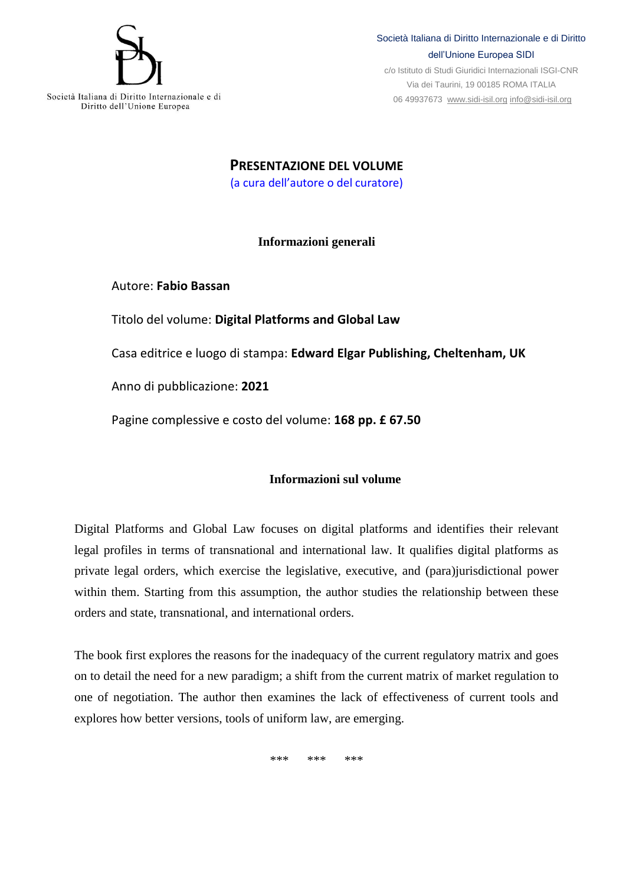Società Italiana di Diritto Internazionale e di Diritto dell'Unione Europea

Società Italiana di Diritto Internazionale e di Diritto dell'Unione Europea SIDI
c/o Istituto di Studi Giuridici Internazionali ISGI-CNR
Via dei Taurini, 19 00185 ROMA ITALIA
06 49937673 www.sidi-isil.org info@sidi-isil.org

# PRESENTAZIONE DEL VOLUME

(a cura dell'autore o del curatore)

## Informazioni generali

Autore: **Fabio Bassan**

Titolo del volume: **Digital Platforms and Global Law**

Casa editrice e luogo di stampa: **Edward Elgar Publishing, Cheltenham, UK**

Anno di pubblicazione: **2021**

Pagine complessive e costo del volume: **168 pp. £ 67.50**

## Informazioni sul volume

Digital Platforms and Global Law focuses on digital platforms and identifies their relevant legal profiles in terms of transnational and international law. It qualifies digital platforms as private legal orders, which exercise the legislative, executive, and (para)jurisdictional power within them. Starting from this assumption, the author studies the relationship between these orders and state, transnational, and international orders.

The book first explores the reasons for the inadequacy of the current regulatory matrix and goes on to detail the need for a new paradigm; a shift from the current matrix of market regulation to one of negotiation. The author then examines the lack of effectiveness of current tools and explores how better versions, tools of uniform law, are emerging.

\*\*\*   \*\*\*   \*\*\*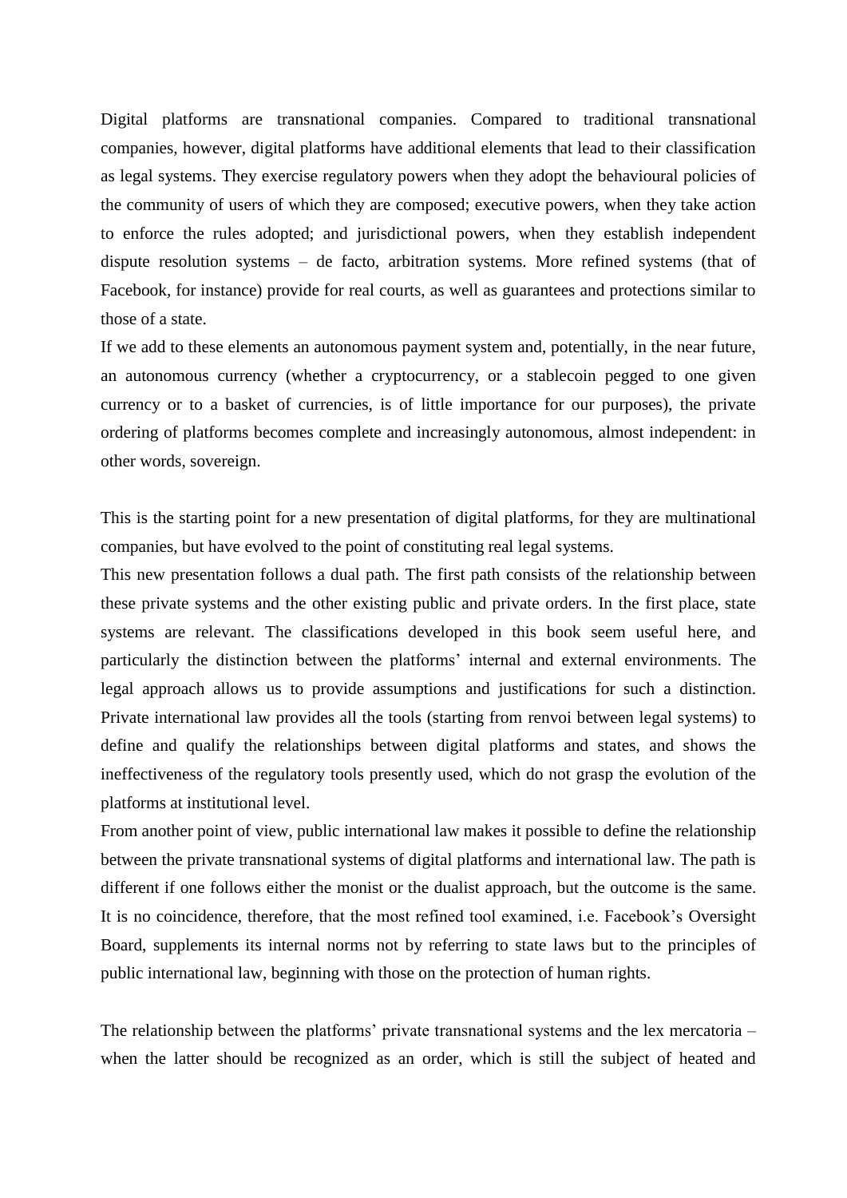Digital platforms are transnational companies. Compared to traditional transnational companies, however, digital platforms have additional elements that lead to their classification as legal systems. They exercise regulatory powers when they adopt the behavioural policies of the community of users of which they are composed; executive powers, when they take action to enforce the rules adopted; and jurisdictional powers, when they establish independent dispute resolution systems – de facto, arbitration systems. More refined systems (that of Facebook, for instance) provide for real courts, as well as guarantees and protections similar to those of a state.

If we add to these elements an autonomous payment system and, potentially, in the near future, an autonomous currency (whether a cryptocurrency, or a stablecoin pegged to one given currency or to a basket of currencies, is of little importance for our purposes), the private ordering of platforms becomes complete and increasingly autonomous, almost independent: in other words, sovereign.

This is the starting point for a new presentation of digital platforms, for they are multinational companies, but have evolved to the point of constituting real legal systems.

This new presentation follows a dual path. The first path consists of the relationship between these private systems and the other existing public and private orders. In the first place, state systems are relevant. The classifications developed in this book seem useful here, and particularly the distinction between the platforms' internal and external environments. The legal approach allows us to provide assumptions and justifications for such a distinction. Private international law provides all the tools (starting from renvoi between legal systems) to define and qualify the relationships between digital platforms and states, and shows the ineffectiveness of the regulatory tools presently used, which do not grasp the evolution of the platforms at institutional level.

From another point of view, public international law makes it possible to define the relationship between the private transnational systems of digital platforms and international law. The path is different if one follows either the monist or the dualist approach, but the outcome is the same. It is no coincidence, therefore, that the most refined tool examined, i.e. Facebook's Oversight Board, supplements its internal norms not by referring to state laws but to the principles of public international law, beginning with those on the protection of human rights.

The relationship between the platforms' private transnational systems and the lex mercatoria – when the latter should be recognized as an order, which is still the subject of heated and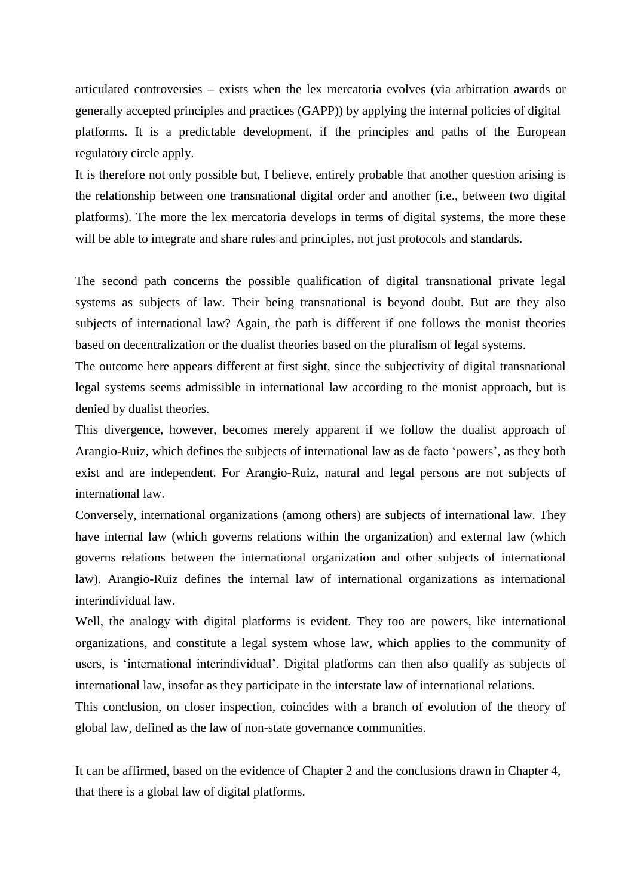articulated controversies – exists when the lex mercatoria evolves (via arbitration awards or generally accepted principles and practices (GAPP)) by applying the internal policies of digital platforms. It is a predictable development, if the principles and paths of the European regulatory circle apply.

It is therefore not only possible but, I believe, entirely probable that another question arising is the relationship between one transnational digital order and another (i.e., between two digital platforms). The more the lex mercatoria develops in terms of digital systems, the more these will be able to integrate and share rules and principles, not just protocols and standards.

The second path concerns the possible qualification of digital transnational private legal systems as subjects of law. Their being transnational is beyond doubt. But are they also subjects of international law? Again, the path is different if one follows the monist theories based on decentralization or the dualist theories based on the pluralism of legal systems.

The outcome here appears different at first sight, since the subjectivity of digital transnational legal systems seems admissible in international law according to the monist approach, but is denied by dualist theories.

This divergence, however, becomes merely apparent if we follow the dualist approach of Arangio-Ruiz, which defines the subjects of international law as de facto 'powers', as they both exist and are independent. For Arangio-Ruiz, natural and legal persons are not subjects of international law.

Conversely, international organizations (among others) are subjects of international law. They have internal law (which governs relations within the organization) and external law (which governs relations between the international organization and other subjects of international law). Arangio-Ruiz defines the internal law of international organizations as international interindividual law.

Well, the analogy with digital platforms is evident. They too are powers, like international organizations, and constitute a legal system whose law, which applies to the community of users, is 'international interindividual'. Digital platforms can then also qualify as subjects of international law, insofar as they participate in the interstate law of international relations.

This conclusion, on closer inspection, coincides with a branch of evolution of the theory of global law, defined as the law of non-state governance communities.

It can be affirmed, based on the evidence of Chapter 2 and the conclusions drawn in Chapter 4, that there is a global law of digital platforms.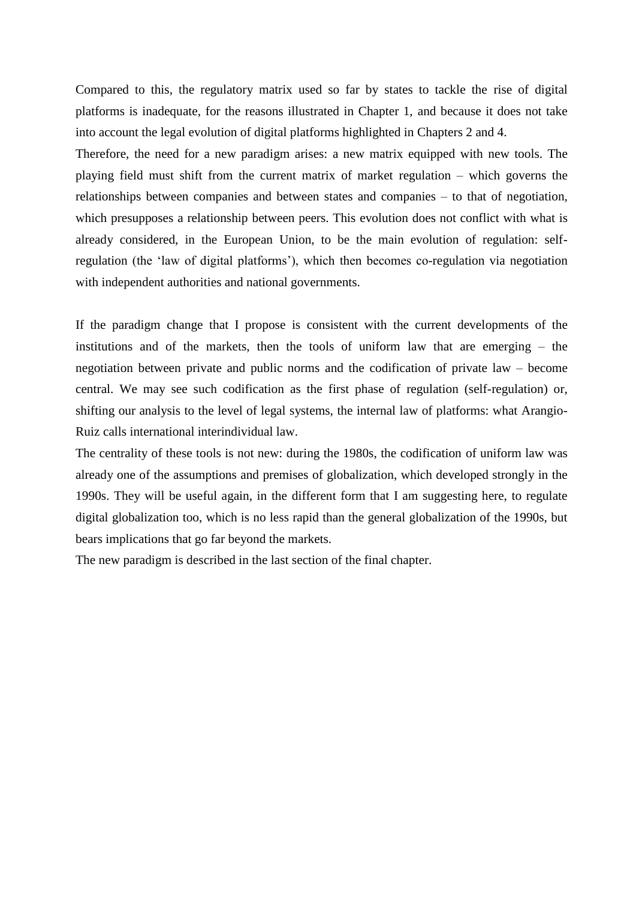Compared to this, the regulatory matrix used so far by states to tackle the rise of digital platforms is inadequate, for the reasons illustrated in Chapter 1, and because it does not take into account the legal evolution of digital platforms highlighted in Chapters 2 and 4.

Therefore, the need for a new paradigm arises: a new matrix equipped with new tools. The playing field must shift from the current matrix of market regulation – which governs the relationships between companies and between states and companies – to that of negotiation, which presupposes a relationship between peers. This evolution does not conflict with what is already considered, in the European Union, to be the main evolution of regulation: self-regulation (the 'law of digital platforms'), which then becomes co-regulation via negotiation with independent authorities and national governments.

If the paradigm change that I propose is consistent with the current developments of the institutions and of the markets, then the tools of uniform law that are emerging – the negotiation between private and public norms and the codification of private law – become central. We may see such codification as the first phase of regulation (self-regulation) or, shifting our analysis to the level of legal systems, the internal law of platforms: what Arangio-Ruiz calls international interindividual law.

The centrality of these tools is not new: during the 1980s, the codification of uniform law was already one of the assumptions and premises of globalization, which developed strongly in the 1990s. They will be useful again, in the different form that I am suggesting here, to regulate digital globalization too, which is no less rapid than the general globalization of the 1990s, but bears implications that go far beyond the markets.

The new paradigm is described in the last section of the final chapter.